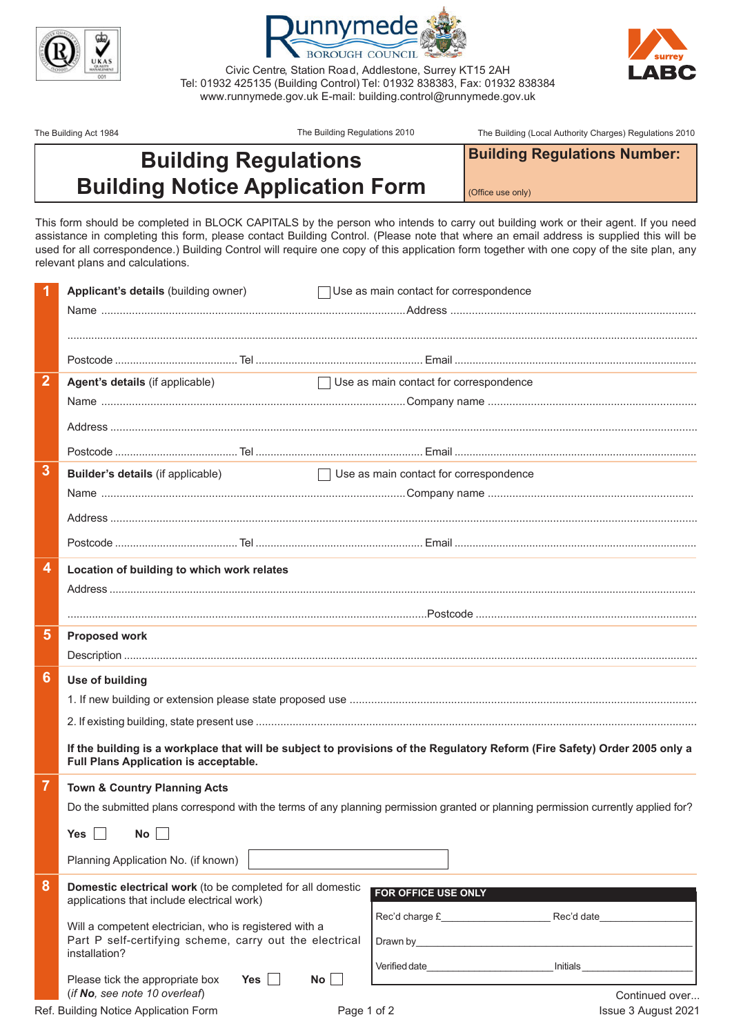Runnymede Borough Council

Civic Centre, Station Road, Addlestone, Surrey KT15 2AH
Tel: 01932 425135 (Building Control) Tel: 01932 838383, Fax: 01932 838384
www.runnymede.gov.uk E-mail: building.control@runnymede.gov.uk

The Building Act 1984 | The Building Regulations 2010 | The Building (Local Authority Charges) Regulations 2010

# Building Regulations
# Building Notice Application Form

**Building Regulations Number:**

(Office use only)

This form should be completed in BLOCK CAPITALS by the person who intends to carry out building work or their agent. If you need assistance in completing this form, please contact Building Control. (Please note that where an email address is supplied this will be used for all correspondence.) Building Control will require one copy of this application form together with one copy of the site plan, any relevant plans and calculations.

## 1 Applicant's details (building owner)

☐ Use as main contact for correspondence

Name ............................ Address ............................

............................

Postcode ............................ Tel ............................ Email ............................

## 2 Agent's details (if applicable)

☐ Use as main contact for correspondence

Name ............................ Company name ............................

Address ............................

Postcode ............................ Tel ............................ Email ............................

## 3 Builder's details (if applicable)

☐ Use as main contact for correspondence

Name ............................ Company name ............................

Address ............................

Postcode ............................ Tel ............................ Email ............................

## 4 Location of building to which work relates

Address ............................

............................ Postcode ............................

## 5 Proposed work

Description ............................

## 6 Use of building

1. If new building or extension please state proposed use ............................
2. If existing building, state present use ............................

**If the building is a workplace that will be subject to provisions of the Regulatory Reform (Fire Safety) Order 2005 only a Full Plans Application is acceptable.**

## 7 Town & Country Planning Acts

Do the submitted plans correspond with the terms of any planning permission granted or planning permission currently applied for?

**Yes** ☐ **No** ☐

Planning Application No. (if known) [ ]

## 8 Domestic electrical work

**Domestic electrical work** (to be completed for all domestic applications that include electrical work)

Will a competent electrician, who is registered with a Part P self-certifying scheme, carry out the electrical installation?

Please tick the appropriate box **Yes** ☐ **No** ☐
(*if **No**, see note 10 overleaf*)

**FOR OFFICE USE ONLY**

| | |
|---|---|
| Rec'd charge £____________ | Rec'd date____________ |
| Drawn by____________ | |
| Verified date____________ | Initials____________ |

Continued over...

Ref. Building Notice Application Form | Issue 3 August 2021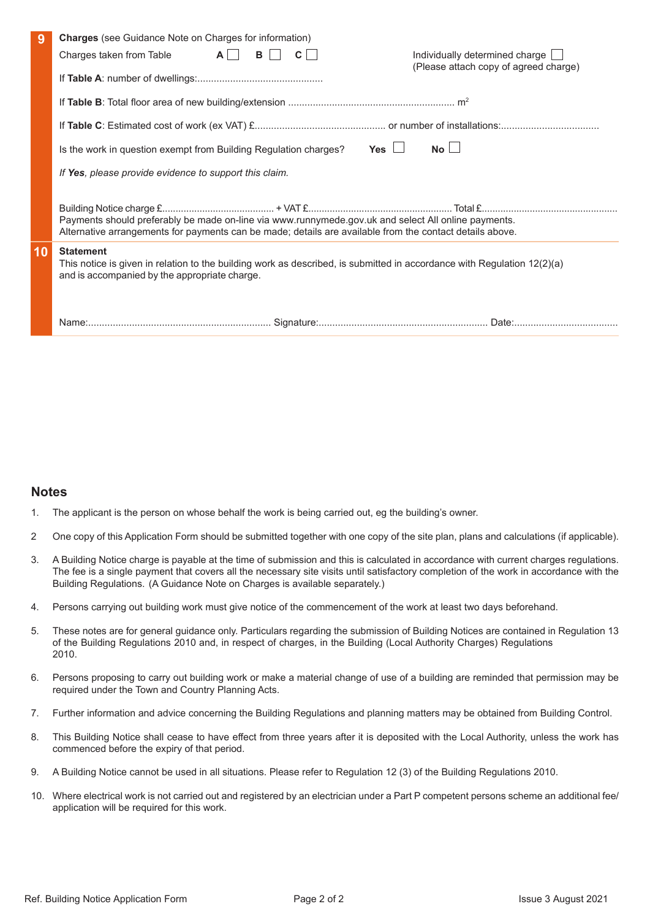## 9 Charges (see Guidance Note on Charges for information)

Charges taken from Table A ☐ B ☐ C ☐

Individually determined charge ☐
(Please attach copy of agreed charge)

If **Table A**: number of dwellings:..............................................

If **Table B**: Total floor area of new building/extension ............................................................ $m^2$

If **Table C**: Estimated cost of work (ex VAT) £................................................ or number of installations:....................................

Is the work in question exempt from Building Regulation charges? **Yes** ☐ **No** ☐

*If **Yes**, please provide evidence to support this claim.*

Building Notice charge £.......................................... + VAT £..................................................... Total £..................................................

Payments should preferably be made on-line via www.runnymede.gov.uk and select All online payments.
Alternative arrangements for payments can be made; details are available from the contact details above.

## 10 Statement

This notice is given in relation to the building work as described, is submitted in accordance with Regulation 12(2)(a) and is accompanied by the appropriate charge.

Name:................................................................... Signature:.............................................................. Date:......................................

## Notes

1. The applicant is the person on whose behalf the work is being carried out, eg the building's owner.
2. One copy of this Application Form should be submitted together with one copy of the site plan, plans and calculations (if applicable).
3. A Building Notice charge is payable at the time of submission and this is calculated in accordance with current charges regulations. The fee is a single payment that covers all the necessary site visits until satisfactory completion of the work in accordance with the Building Regulations. (A Guidance Note on Charges is available separately.)
4. Persons carrying out building work must give notice of the commencement of the work at least two days beforehand.
5. These notes are for general guidance only. Particulars regarding the submission of Building Notices are contained in Regulation 13 of the Building Regulations 2010 and, in respect of charges, in the Building (Local Authority Charges) Regulations 2010.
6. Persons proposing to carry out building work or make a material change of use of a building are reminded that permission may be required under the Town and Country Planning Acts.
7. Further information and advice concerning the Building Regulations and planning matters may be obtained from Building Control.
8. This Building Notice shall cease to have effect from three years after it is deposited with the Local Authority, unless the work has commenced before the expiry of that period.
9. A Building Notice cannot be used in all situations. Please refer to Regulation 12 (3) of the Building Regulations 2010.
10. Where electrical work is not carried out and registered by an electrician under a Part P competent persons scheme an additional fee/application will be required for this work.